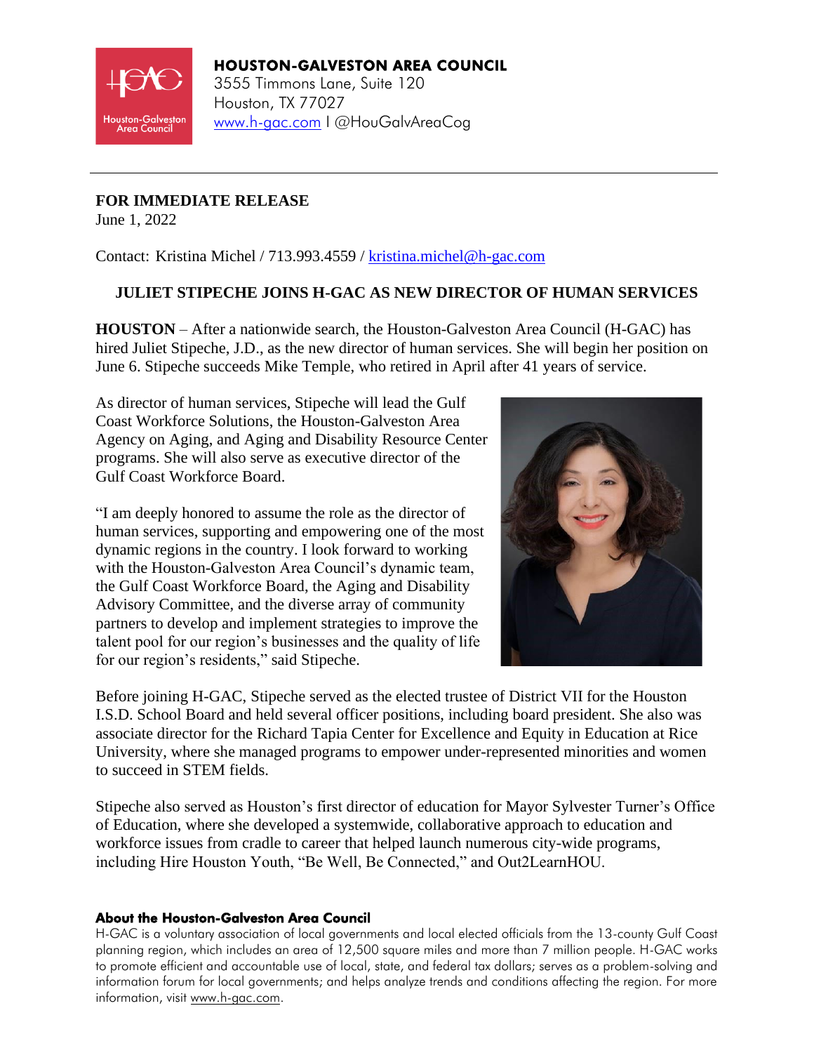**HOUSTON-GALVESTON AREA COUNCIL**
3555 Timmons Lane, Suite 120
Houston, TX 77027
www.h-gac.com I @HouGalvAreaCog

---

**FOR IMMEDIATE RELEASE**
June 1, 2022

Contact: Kristina Michel / 713.993.4559 / kristina.michel@h-gac.com

## JULIET STIPECHE JOINS H-GAC AS NEW DIRECTOR OF HUMAN SERVICES

**HOUSTON** – After a nationwide search, the Houston-Galveston Area Council (H-GAC) has hired Juliet Stipeche, J.D., as the new director of human services. She will begin her position on June 6. Stipeche succeeds Mike Temple, who retired in April after 41 years of service.

As director of human services, Stipeche will lead the Gulf Coast Workforce Solutions, the Houston-Galveston Area Agency on Aging, and Aging and Disability Resource Center programs. She will also serve as executive director of the Gulf Coast Workforce Board.

"I am deeply honored to assume the role as the director of human services, supporting and empowering one of the most dynamic regions in the country. I look forward to working with the Houston-Galveston Area Council's dynamic team, the Gulf Coast Workforce Board, the Aging and Disability Advisory Committee, and the diverse array of community partners to develop and implement strategies to improve the talent pool for our region's businesses and the quality of life for our region's residents," said Stipeche.

Before joining H-GAC, Stipeche served as the elected trustee of District VII for the Houston I.S.D. School Board and held several officer positions, including board president. She also was associate director for the Richard Tapia Center for Excellence and Equity in Education at Rice University, where she managed programs to empower under-represented minorities and women to succeed in STEM fields.

Stipeche also served as Houston's first director of education for Mayor Sylvester Turner's Office of Education, where she developed a systemwide, collaborative approach to education and workforce issues from cradle to career that helped launch numerous city-wide programs, including Hire Houston Youth, "Be Well, Be Connected," and Out2LearnHOU.

### About the Houston-Galveston Area Council

H-GAC is a voluntary association of local governments and local elected officials from the 13-county Gulf Coast planning region, which includes an area of 12,500 square miles and more than 7 million people. H-GAC works to promote efficient and accountable use of local, state, and federal tax dollars; serves as a problem-solving and information forum for local governments; and helps analyze trends and conditions affecting the region. For more information, visit www.h-gac.com.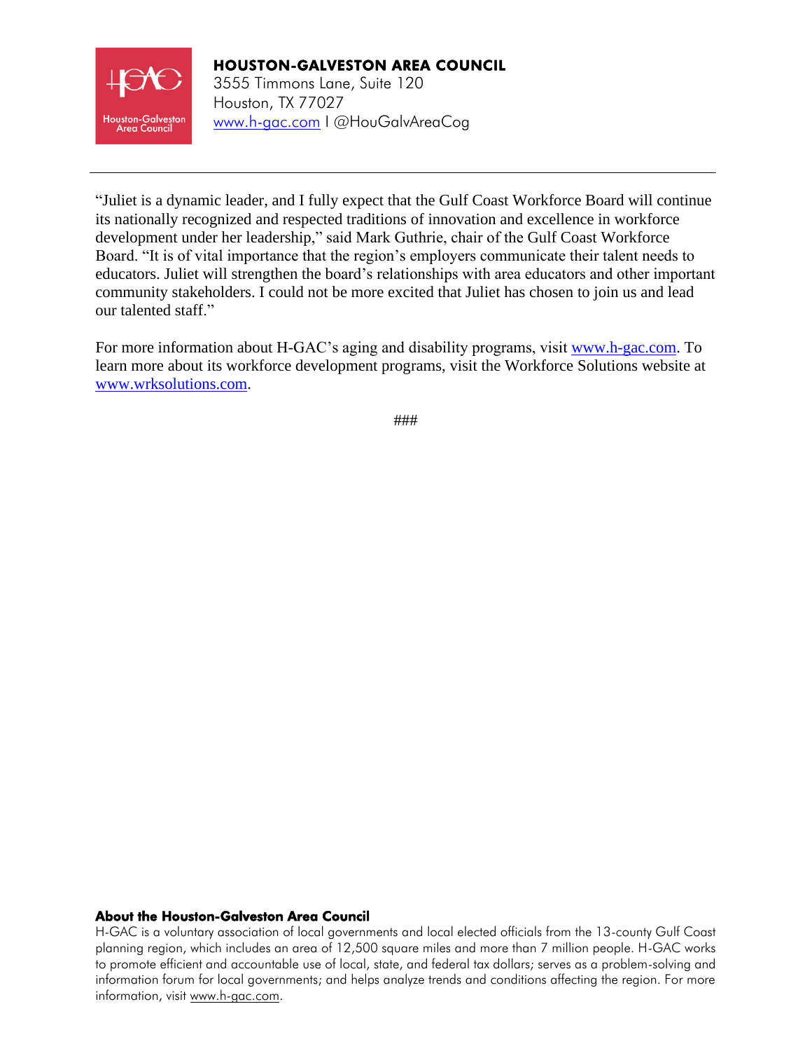**HOUSTON-GALVESTON AREA COUNCIL**
3555 Timmons Lane, Suite 120
Houston, TX 77027
www.h-gac.com I @HouGalvAreaCog

---

"Juliet is a dynamic leader, and I fully expect that the Gulf Coast Workforce Board will continue its nationally recognized and respected traditions of innovation and excellence in workforce development under her leadership," said Mark Guthrie, chair of the Gulf Coast Workforce Board. "It is of vital importance that the region's employers communicate their talent needs to educators. Juliet will strengthen the board's relationships with area educators and other important community stakeholders. I could not be more excited that Juliet has chosen to join us and lead our talented staff."

For more information about H-GAC's aging and disability programs, visit www.h-gac.com. To learn more about its workforce development programs, visit the Workforce Solutions website at www.wrksolutions.com.

###

**About the Houston-Galveston Area Council**
H-GAC is a voluntary association of local governments and local elected officials from the 13-county Gulf Coast planning region, which includes an area of 12,500 square miles and more than 7 million people. H-GAC works to promote efficient and accountable use of local, state, and federal tax dollars; serves as a problem-solving and information forum for local governments; and helps analyze trends and conditions affecting the region. For more information, visit www.h-gac.com.